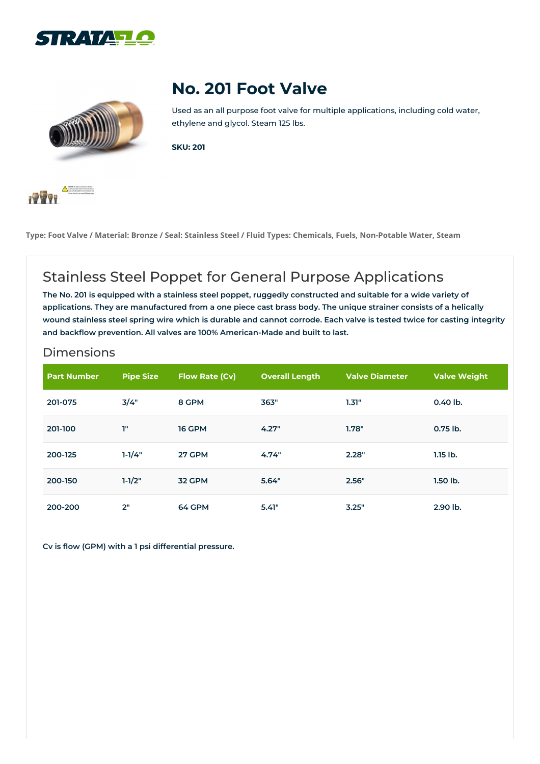STRATAFLO

# No. 201 Foot Valve

Used as an all purpose foot valve for multiple applications, including cold water, ethylene and glycol. Steam 125 lbs.

**SKU: 201**

**Type: Foot Valve / Material: Bronze / Seal: Stainless Steel / Fluid Types: Chemicals, Fuels, Non-Potable Water, Steam**

## Stainless Steel Poppet for General Purpose Applications

**The No. 201 is equipped with a stainless steel poppet, ruggedly constructed and suitable for a wide variety of applications. They are manufactured from a one piece cast brass body. The unique strainer consists of a helically wound stainless steel spring wire which is durable and cannot corrode. Each valve is tested twice for casting integrity and backflow prevention. All valves are 100% American-Made and built to last.**

### Dimensions

| Part Number | Pipe Size | Flow Rate (Cv) | Overall Length | Valve Diameter | Valve Weight |
|---|---|---|---|---|---|
| 201-075 | 3/4" | 8 GPM | 363" | 1.31" | 0.40 lb. |
| 201-100 | 1" | 16 GPM | 4.27" | 1.78" | 0.75 lb. |
| 200-125 | 1-1/4" | 27 GPM | 4.74" | 2.28" | 1.15 lb. |
| 200-150 | 1-1/2" | 32 GPM | 5.64" | 2.56" | 1.50 lb. |
| 200-200 | 2" | 64 GPM | 5.41" | 3.25" | 2.90 lb. |

**Cv is flow (GPM) with a 1 psi differential pressure.**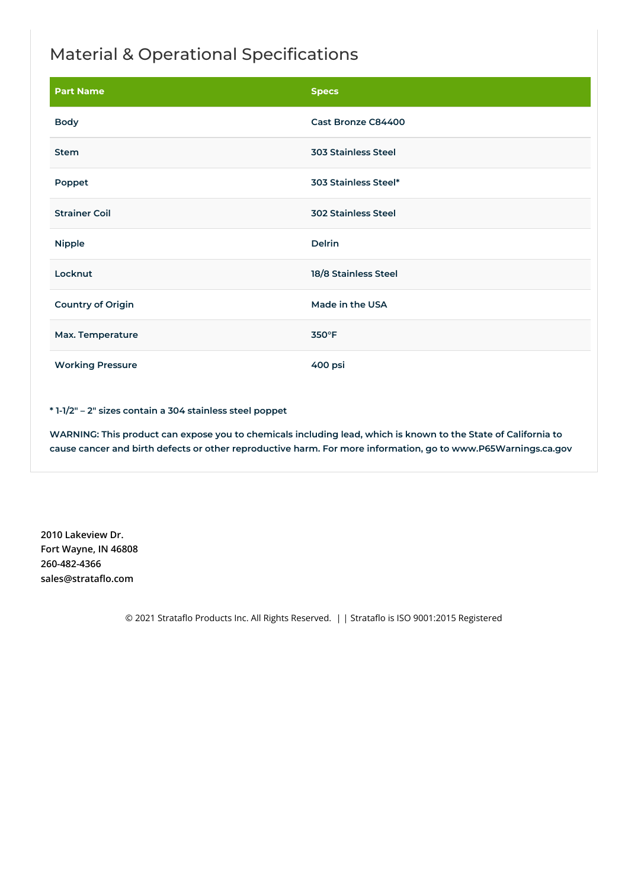## Material & Operational Specifications

| Part Name | Specs |
| --- | --- |
| Body | Cast Bronze C84400 |
| Stem | 303 Stainless Steel |
| Poppet | 303 Stainless Steel* |
| Strainer Coil | 302 Stainless Steel |
| Nipple | Delrin |
| Locknut | 18/8 Stainless Steel |
| Country of Origin | Made in the USA |
| Max. Temperature | 350°F |
| Working Pressure | 400 psi |

* 1-1/2" – 2" sizes contain a 304 stainless steel poppet

WARNING: This product can expose you to chemicals including lead, which is known to the State of California to cause cancer and birth defects or other reproductive harm. For more information, go to www.P65Warnings.ca.gov

2010 Lakeview Dr.
Fort Wayne, IN 46808
260-482-4366
sales@strataflo.com

© 2021 Strataflo Products Inc. All Rights Reserved. | | Strataflo is ISO 9001:2015 Registered